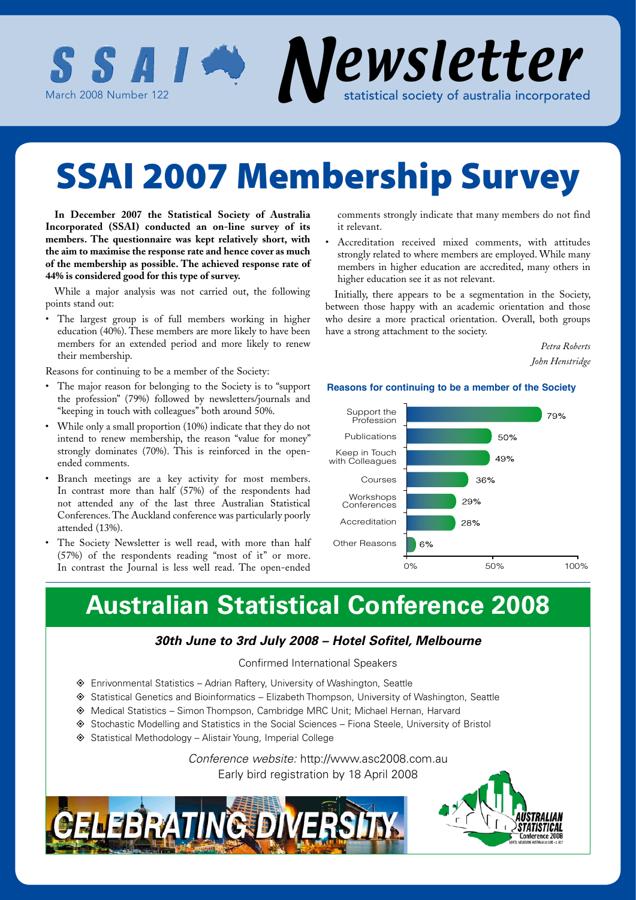# SSAI Newsletter

March 2008 Number 122

statistical society of australia incorporated

# SSAI 2007 Membership Survey

**In December 2007 the Statistical Society of Australia Incorporated (SSAI) conducted an on-line survey of its members. The questionnaire was kept relatively short, with the aim to maximise the response rate and hence cover as much of the membership as possible. The achieved response rate of 44% is considered good for this type of survey.**

While a major analysis was not carried out, the following points stand out:

- The largest group is of full members working in higher education (40%). These members are more likely to have been members for an extended period and more likely to renew their membership.

Reasons for continuing to be a member of the Society:

- The major reason for belonging to the Society is to "support the profession" (79%) followed by newsletters/journals and "keeping in touch with colleagues" both around 50%.
- While only a small proportion (10%) indicate that they do not intend to renew membership, the reason "value for money" strongly dominates (70%). This is reinforced in the open-ended comments.
- Branch meetings are a key activity for most members. In contrast more than half (57%) of the respondents had not attended any of the last three Australian Statistical Conferences. The Auckland conference was particularly poorly attended (13%).
- The Society Newsletter is well read, with more than half (57%) of the respondents reading "most of it" or more. In contrast the Journal is less well read. The open-ended comments strongly indicate that many members do not find it relevant.
- Accreditation received mixed comments, with attitudes strongly related to where members are employed. While many members in higher education are accredited, many others in higher education see it as not relevant.

Initially, there appears to be a segmentation in the Society, between those happy with an academic orientation and those who desire a more practical orientation. Overall, both groups have a strong attachment to the society.

*Petra Roberts*

*John Henstridge*

**Reasons for continuing to be a member of the Society**

| Reason | Percentage |
|---|---|
| Support the Profession | 79% |
| Publications | 50% |
| Keep in Touch with Colleagues | 49% |
| Courses | 36% |
| Workshops Conferences | 29% |
| Accreditation | 28% |
| Other Reasons | 6% |

# Australian Statistical Conference 2008

### *30th June to 3rd July 2008 – Hotel Sofitel, Melbourne*

Confirmed International Speakers

- Enrivonmental Statistics – Adrian Raftery, University of Washington, Seattle
- Statistical Genetics and Bioinformatics – Elizabeth Thompson, University of Washington, Seattle
- Medical Statistics – Simon Thompson, Cambridge MRC Unit; Michael Hernan, Harvard
- Stochastic Modelling and Statistics in the Social Sciences – Fiona Steele, University of Bristol
- Statistical Methodology – Alistair Young, Imperial College

*Conference website:* http://www.asc2008.com.au

Early bird registration by 18 April 2008

CELEBRATING DIVERSITY

AUSTRALIAN STATISTICAL Conference 2008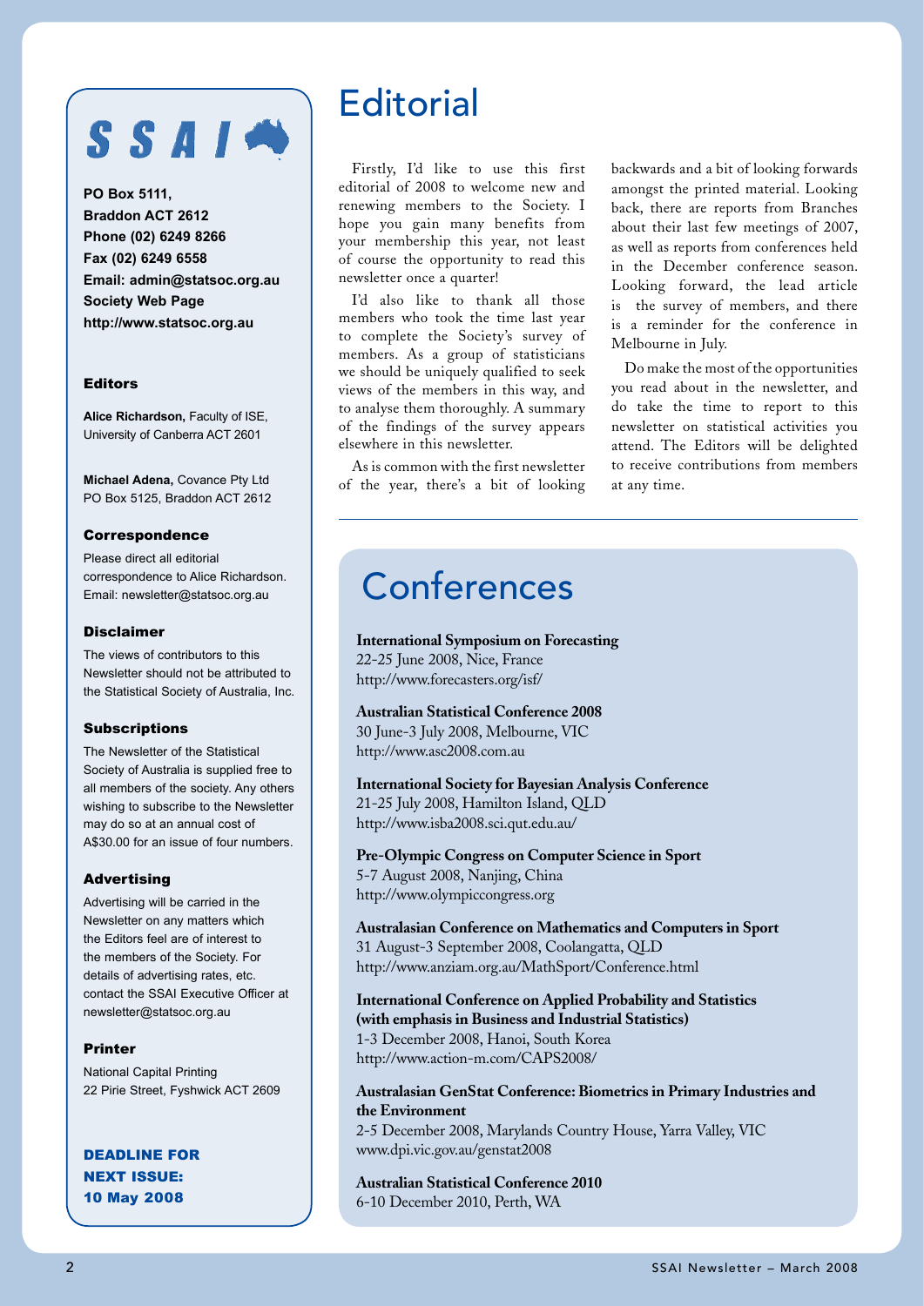# SSAI

**PO Box 5111,**
**Braddon ACT 2612**
**Phone (02) 6249 8266**
**Fax (02) 6249 6558**
**Email: admin@statsoc.org.au**
**Society Web Page**
**http://www.statsoc.org.au**

### Editors

**Alice Richardson,** Faculty of ISE, University of Canberra ACT 2601

**Michael Adena,** Covance Pty Ltd PO Box 5125, Braddon ACT 2612

### Correspondence

Please direct all editorial correspondence to Alice Richardson. Email: newsletter@statsoc.org.au

### Disclaimer

The views of contributors to this Newsletter should not be attributed to the Statistical Society of Australia, Inc.

### Subscriptions

The Newsletter of the Statistical Society of Australia is supplied free to all members of the society. Any others wishing to subscribe to the Newsletter may do so at an annual cost of A$30.00 for an issue of four numbers.

### Advertising

Advertising will be carried in the Newsletter on any matters which the Editors feel are of interest to the members of the Society. For details of advertising rates, etc. contact the SSAI Executive Officer at newsletter@statsoc.org.au

### Printer

National Capital Printing
22 Pirie Street, Fyshwick ACT 2609

**DEADLINE FOR NEXT ISSUE: 10 May 2008**

# Editorial

Firstly, I'd like to use this first editorial of 2008 to welcome new and renewing members to the Society. I hope you gain many benefits from your membership this year, not least of course the opportunity to read this newsletter once a quarter!

I'd also like to thank all those members who took the time last year to complete the Society's survey of members. As a group of statisticians we should be uniquely qualified to seek views of the members in this way, and to analyse them thoroughly. A summary of the findings of the survey appears elsewhere in this newsletter.

As is common with the first newsletter of the year, there's a bit of looking backwards and a bit of looking forwards amongst the printed material. Looking back, there are reports from Branches about their last few meetings of 2007, as well as reports from conferences held in the December conference season. Looking forward, the lead article is the survey of members, and there is a reminder for the conference in Melbourne in July.

Do make the most of the opportunities you read about in the newsletter, and do take the time to report to this newsletter on statistical activities you attend. The Editors will be delighted to receive contributions from members at any time.

# Conferences

**International Symposium on Forecasting**
22-25 June 2008, Nice, France
http://www.forecasters.org/isf/

**Australian Statistical Conference 2008**
30 June-3 July 2008, Melbourne, VIC
http://www.asc2008.com.au

**International Society for Bayesian Analysis Conference**
21-25 July 2008, Hamilton Island, QLD
http://www.isba2008.sci.qut.edu.au/

**Pre-Olympic Congress on Computer Science in Sport**
5-7 August 2008, Nanjing, China
http://www.olympiccongress.org

**Australasian Conference on Mathematics and Computers in Sport**
31 August-3 September 2008, Coolangatta, QLD
http://www.anziam.org.au/MathSport/Conference.html

**International Conference on Applied Probability and Statistics (with emphasis in Business and Industrial Statistics)**
1-3 December 2008, Hanoi, South Korea
http://www.action-m.com/CAPS2008/

**Australasian GenStat Conference: Biometrics in Primary Industries and the Environment**
2-5 December 2008, Marylands Country House, Yarra Valley, VIC
www.dpi.vic.gov.au/genstat2008

**Australian Statistical Conference 2010**
6-10 December 2010, Perth, WA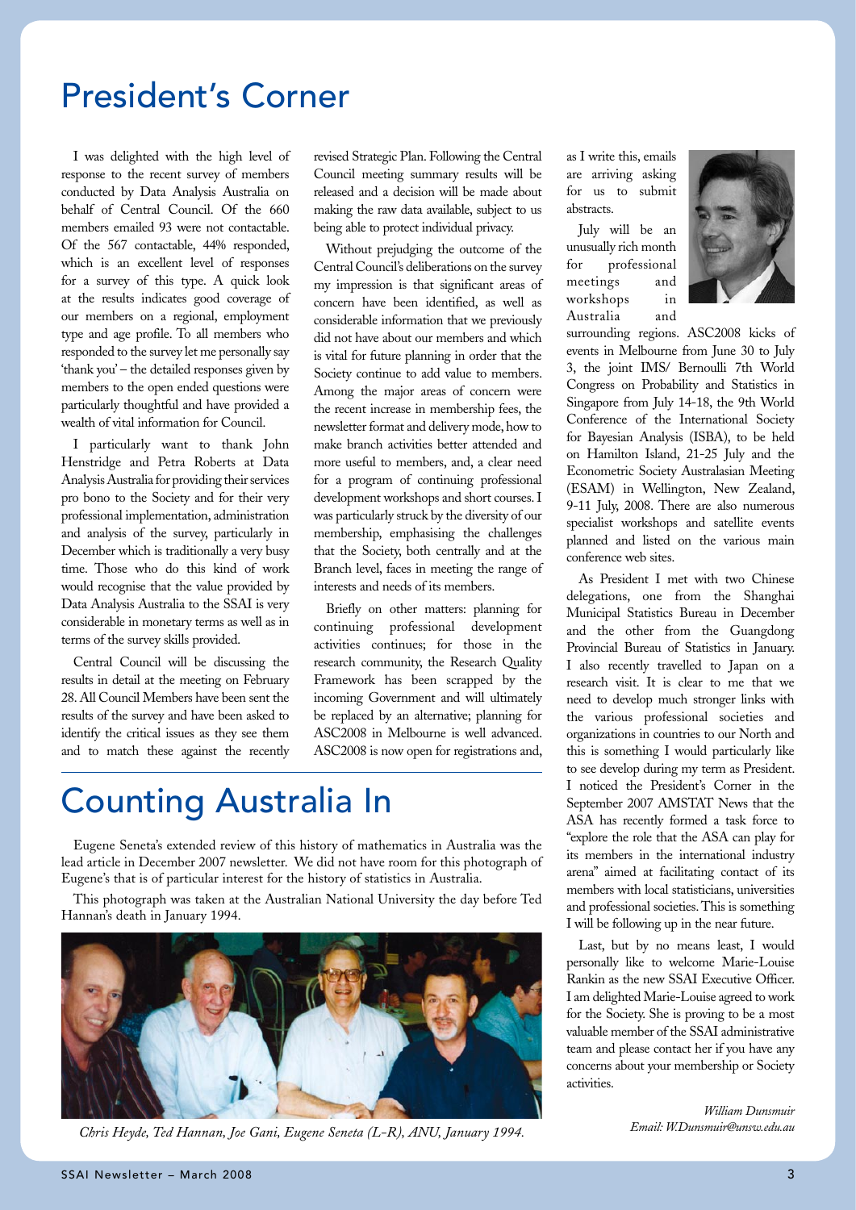# President's Corner

I was delighted with the high level of response to the recent survey of members conducted by Data Analysis Australia on behalf of Central Council. Of the 660 members emailed 93 were not contactable. Of the 567 contactable, 44% responded, which is an excellent level of responses for a survey of this type. A quick look at the results indicates good coverage of our members on a regional, employment type and age profile. To all members who responded to the survey let me personally say 'thank you' – the detailed responses given by members to the open ended questions were particularly thoughtful and have provided a wealth of vital information for Council.

I particularly want to thank John Henstridge and Petra Roberts at Data Analysis Australia for providing their services pro bono to the Society and for their very professional implementation, administration and analysis of the survey, particularly in December which is traditionally a very busy time. Those who do this kind of work would recognise that the value provided by Data Analysis Australia to the SSAI is very considerable in monetary terms as well as in terms of the survey skills provided.

Central Council will be discussing the results in detail at the meeting on February 28. All Council Members have been sent the results of the survey and have been asked to identify the critical issues as they see them and to match these against the recently revised Strategic Plan. Following the Central Council meeting summary results will be released and a decision will be made about making the raw data available, subject to us being able to protect individual privacy.

Without prejudging the outcome of the Central Council's deliberations on the survey my impression is that significant areas of concern have been identified, as well as considerable information that we previously did not have about our members and which is vital for future planning in order that the Society continue to add value to members. Among the major areas of concern were the recent increase in membership fees, the newsletter format and delivery mode, how to make branch activities better attended and more useful to members, and, a clear need for a program of continuing professional development workshops and short courses. I was particularly struck by the diversity of our membership, emphasising the challenges that the Society, both centrally and at the Branch level, faces in meeting the range of interests and needs of its members.

Briefly on other matters: planning for continuing professional development activities continues; for those in the research community, the Research Quality Framework has been scrapped by the incoming Government and will ultimately be replaced by an alternative; planning for ASC2008 in Melbourne is well advanced. ASC2008 is now open for registrations and, as I write this, emails are arriving asking for us to submit abstracts.

July will be an unusually rich month for professional meetings and workshops in Australia and surrounding regions. ASC2008 kicks of events in Melbourne from June 30 to July 3, the joint IMS/ Bernoulli 7th World Congress on Probability and Statistics in Singapore from July 14-18, the 9th World Conference of the International Society for Bayesian Analysis (ISBA), to be held on Hamilton Island, 21-25 July and the Econometric Society Australasian Meeting (ESAM) in Wellington, New Zealand, 9-11 July, 2008. There are also numerous specialist workshops and satellite events planned and listed on the various main conference web sites.

As President I met with two Chinese delegations, one from the Shanghai Municipal Statistics Bureau in December and the other from the Guangdong Provincial Bureau of Statistics in January. I also recently travelled to Japan on a research visit. It is clear to me that we need to develop much stronger links with the various professional societies and organizations in countries to our North and this is something I would particularly like to see develop during my term as President. I noticed the President's Corner in the September 2007 AMSTAT News that the ASA has recently formed a task force to "explore the role that the ASA can play for its members in the international industry arena" aimed at facilitating contact of its members with local statisticians, universities and professional societies. This is something I will be following up in the near future.

Last, but by no means least, I would personally like to welcome Marie-Louise Rankin as the new SSAI Executive Officer. I am delighted Marie-Louise agreed to work for the Society. She is proving to be a most valuable member of the SSAI administrative team and please contact her if you have any concerns about your membership or Society activities.

*William Dunsmuir*
*Email: W.Dunsmuir@unsw.edu.au*

# Counting Australia In

Eugene Seneta's extended review of this history of mathematics in Australia was the lead article in December 2007 newsletter. We did not have room for this photograph of Eugene's that is of particular interest for the history of statistics in Australia.

This photograph was taken at the Australian National University the day before Ted Hannan's death in January 1994.

*Chris Heyde, Ted Hannan, Joe Gani, Eugene Seneta (L-R), ANU, January 1994.*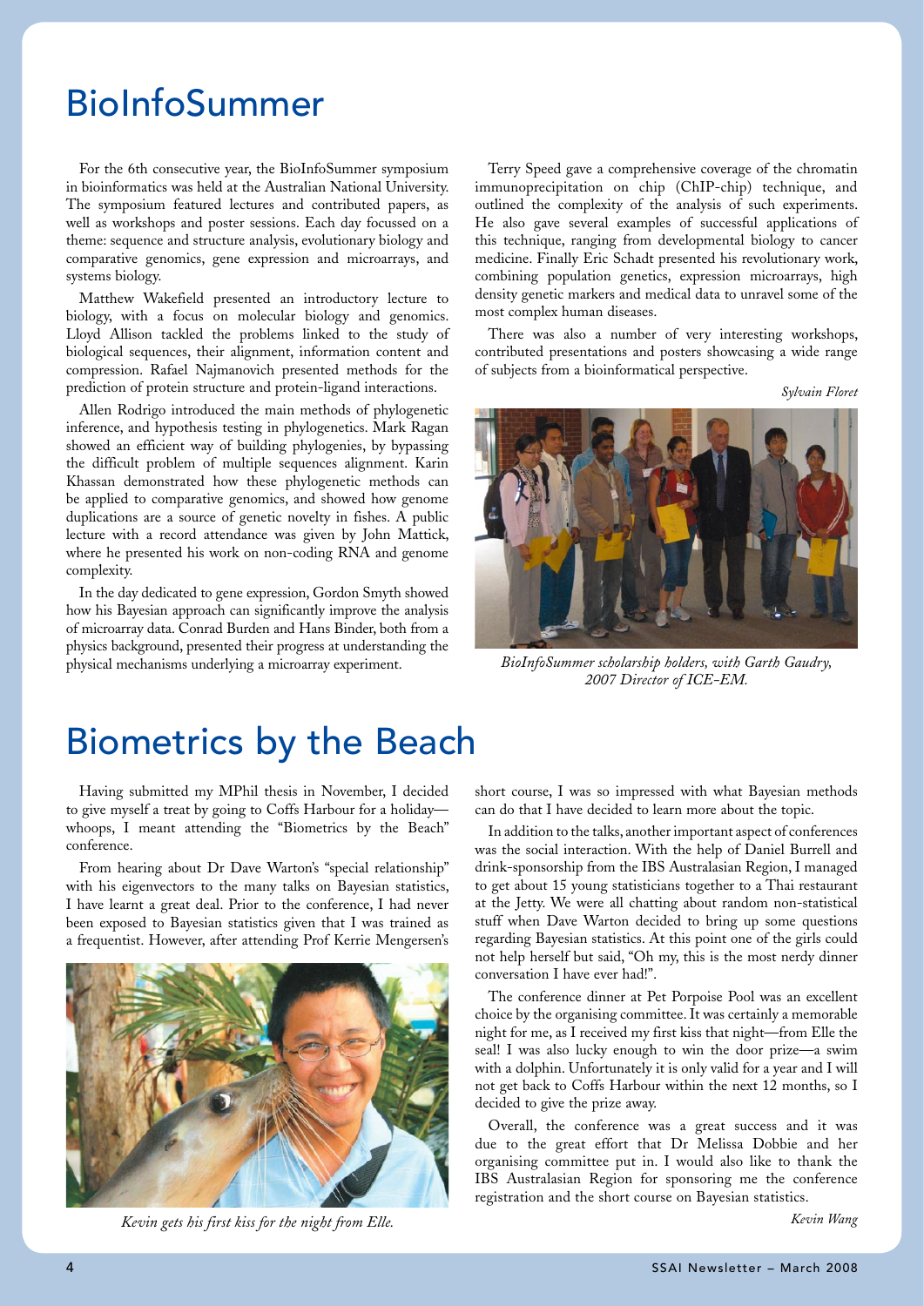# BioInfoSummer

For the 6th consecutive year, the BioInfoSummer symposium in bioinformatics was held at the Australian National University. The symposium featured lectures and contributed papers, as well as workshops and poster sessions. Each day focussed on a theme: sequence and structure analysis, evolutionary biology and comparative genomics, gene expression and microarrays, and systems biology.

Matthew Wakefield presented an introductory lecture to biology, with a focus on molecular biology and genomics. Lloyd Allison tackled the problems linked to the study of biological sequences, their alignment, information content and compression. Rafael Najmanovich presented methods for the prediction of protein structure and protein-ligand interactions.

Allen Rodrigo introduced the main methods of phylogenetic inference, and hypothesis testing in phylogenetics. Mark Ragan showed an efficient way of building phylogenies, by bypassing the difficult problem of multiple sequences alignment. Karin Khassan demonstrated how these phylogenetic methods can be applied to comparative genomics, and showed how genome duplications are a source of genetic novelty in fishes. A public lecture with a record attendance was given by John Mattick, where he presented his work on non-coding RNA and genome complexity.

In the day dedicated to gene expression, Gordon Smyth showed how his Bayesian approach can significantly improve the analysis of microarray data. Conrad Burden and Hans Binder, both from a physics background, presented their progress at understanding the physical mechanisms underlying a microarray experiment.

Terry Speed gave a comprehensive coverage of the chromatin immunoprecipitation on chip (ChIP-chip) technique, and outlined the complexity of the analysis of such experiments. He also gave several examples of successful applications of this technique, ranging from developmental biology to cancer medicine. Finally Eric Schadt presented his revolutionary work, combining population genetics, expression microarrays, high density genetic markers and medical data to unravel some of the most complex human diseases.

There was also a number of very interesting workshops, contributed presentations and posters showcasing a wide range of subjects from a bioinformatical perspective.

*Sylvain Floret*

*BioInfoSummer scholarship holders, with Garth Gaudry, 2007 Director of ICE-EM.*

# Biometrics by the Beach

Having submitted my MPhil thesis in November, I decided to give myself a treat by going to Coffs Harbour for a holiday—whoops, I meant attending the "Biometrics by the Beach" conference.

From hearing about Dr Dave Warton's "special relationship" with his eigenvectors to the many talks on Bayesian statistics, I have learnt a great deal. Prior to the conference, I had never been exposed to Bayesian statistics given that I was trained as a frequentist. However, after attending Prof Kerrie Mengersen's short course, I was so impressed with what Bayesian methods can do that I have decided to learn more about the topic.

*Kevin gets his first kiss for the night from Elle.*

In addition to the talks, another important aspect of conferences was the social interaction. With the help of Daniel Burrell and drink-sponsorship from the IBS Australasian Region, I managed to get about 15 young statisticians together to a Thai restaurant at the Jetty. We were all chatting about random non-statistical stuff when Dave Warton decided to bring up some questions regarding Bayesian statistics. At this point one of the girls could not help herself but said, "Oh my, this is the most nerdy dinner conversation I have ever had!".

The conference dinner at Pet Porpoise Pool was an excellent choice by the organising committee. It was certainly a memorable night for me, as I received my first kiss that night—from Elle the seal! I was also lucky enough to win the door prize—a swim with a dolphin. Unfortunately it is only valid for a year and I will not get back to Coffs Harbour within the next 12 months, so I decided to give the prize away.

Overall, the conference was a great success and it was due to the great effort that Dr Melissa Dobbie and her organising committee put in. I would also like to thank the IBS Australasian Region for sponsoring me the conference registration and the short course on Bayesian statistics.

*Kevin Wang*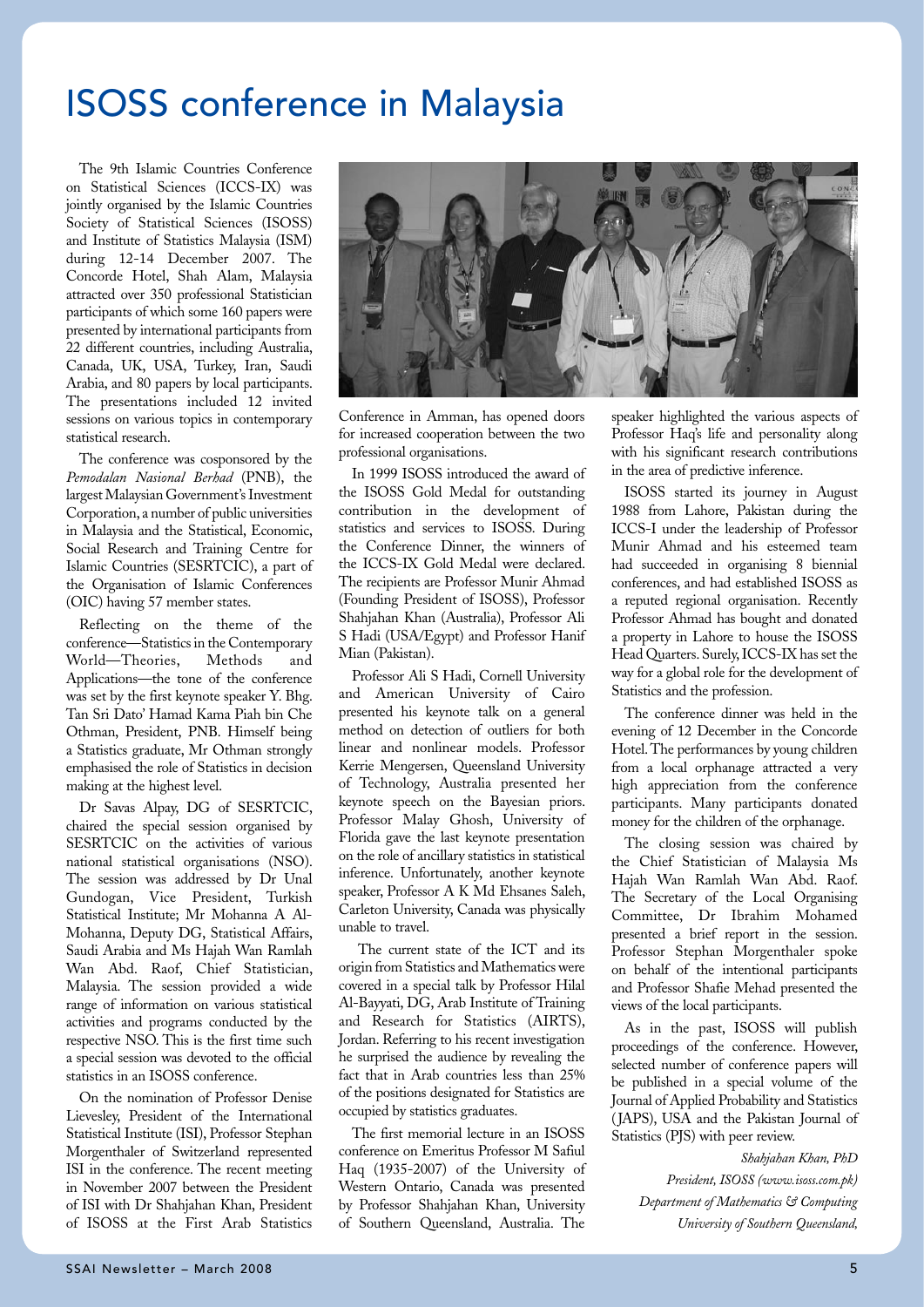# ISOSS conference in Malaysia

The 9th Islamic Countries Conference on Statistical Sciences (ICCS-IX) was jointly organised by the Islamic Countries Society of Statistical Sciences (ISOSS) and Institute of Statistics Malaysia (ISM) during 12-14 December 2007. The Concorde Hotel, Shah Alam, Malaysia attracted over 350 professional Statistician participants of which some 160 papers were presented by international participants from 22 different countries, including Australia, Canada, UK, USA, Turkey, Iran, Saudi Arabia, and 80 papers by local participants. The presentations included 12 invited sessions on various topics in contemporary statistical research.

The conference was cosponsored by the *Pemodalan Nasional Berhad* (PNB), the largest Malaysian Government's Investment Corporation, a number of public universities in Malaysia and the Statistical, Economic, Social Research and Training Centre for Islamic Countries (SESRTCIC), a part of the Organisation of Islamic Conferences (OIC) having 57 member states.

Reflecting on the theme of the conference—Statistics in the Contemporary World—Theories, Methods and Applications—the tone of the conference was set by the first keynote speaker Y. Bhg. Tan Sri Dato' Hamad Kama Piah bin Che Othman, President, PNB. Himself being a Statistics graduate, Mr Othman strongly emphasised the role of Statistics in decision making at the highest level.

Dr Savas Alpay, DG of SESRTCIC, chaired the special session organised by SESRTCIC on the activities of various national statistical organisations (NSO). The session was addressed by Dr Unal Gundogan, Vice President, Turkish Statistical Institute; Mr Mohanna A Al-Mohanna, Deputy DG, Statistical Affairs, Saudi Arabia and Ms Hajah Wan Ramlah Wan Abd. Raof, Chief Statistician, Malaysia. The session provided a wide range of information on various statistical activities and programs conducted by the respective NSO. This is the first time such a special session was devoted to the official statistics in an ISOSS conference.

On the nomination of Professor Denise Lievesley, President of the International Statistical Institute (ISI), Professor Stephan Morgenthaler of Switzerland represented ISI in the conference. The recent meeting in November 2007 between the President of ISI with Dr Shahjahan Khan, President of ISOSS at the First Arab Statistics Conference in Amman, has opened doors for increased cooperation between the two professional organisations.

In 1999 ISOSS introduced the award of the ISOSS Gold Medal for outstanding contribution in the development of statistics and services to ISOSS. During the Conference Dinner, the winners of the ICCS-IX Gold Medal were declared. The recipients are Professor Munir Ahmad (Founding President of ISOSS), Professor Shahjahan Khan (Australia), Professor Ali S Hadi (USA/Egypt) and Professor Hanif Mian (Pakistan).

Professor Ali S Hadi, Cornell University and American University of Cairo presented his keynote talk on a general method on detection of outliers for both linear and nonlinear models. Professor Kerrie Mengersen, Queensland University of Technology, Australia presented her keynote speech on the Bayesian priors. Professor Malay Ghosh, University of Florida gave the last keynote presentation on the role of ancillary statistics in statistical inference. Unfortunately, another keynote speaker, Professor A K Md Ehsanes Saleh, Carleton University, Canada was physically unable to travel.

The current state of the ICT and its origin from Statistics and Mathematics were covered in a special talk by Professor Hilal Al-Bayyati, DG, Arab Institute of Training and Research for Statistics (AIRTS), Jordan. Referring to his recent investigation he surprised the audience by revealing the fact that in Arab countries less than 25% of the positions designated for Statistics are occupied by statistics graduates.

The first memorial lecture in an ISOSS conference on Emeritus Professor M Safiul Haq (1935-2007) of the University of Western Ontario, Canada was presented by Professor Shahjahan Khan, University of Southern Queensland, Australia. The speaker highlighted the various aspects of Professor Haq's life and personality along with his significant research contributions in the area of predictive inference.

ISOSS started its journey in August 1988 from Lahore, Pakistan during the ICCS-I under the leadership of Professor Munir Ahmad and his esteemed team had succeeded in organising 8 biennial conferences, and had established ISOSS as a reputed regional organisation. Recently Professor Ahmad has bought and donated a property in Lahore to house the ISOSS Head Quarters. Surely, ICCS-IX has set the way for a global role for the development of Statistics and the profession.

The conference dinner was held in the evening of 12 December in the Concorde Hotel. The performances by young children from a local orphanage attracted a very high appreciation from the conference participants. Many participants donated money for the children of the orphanage.

The closing session was chaired by the Chief Statistician of Malaysia Ms Hajah Wan Ramlah Wan Abd. Raof. The Secretary of the Local Organising Committee, Dr Ibrahim Mohamed presented a brief report in the session. Professor Stephan Morgenthaler spoke on behalf of the intentional participants and Professor Shafie Mehad presented the views of the local participants.

As in the past, ISOSS will publish proceedings of the conference. However, selected number of conference papers will be published in a special volume of the Journal of Applied Probability and Statistics (JAPS), USA and the Pakistan Journal of Statistics (PJS) with peer review.

*Shahjahan Khan, PhD*
*President, ISOSS (www.isoss.com.pk)*
*Department of Mathematics & Computing*
*University of Southern Queensland,*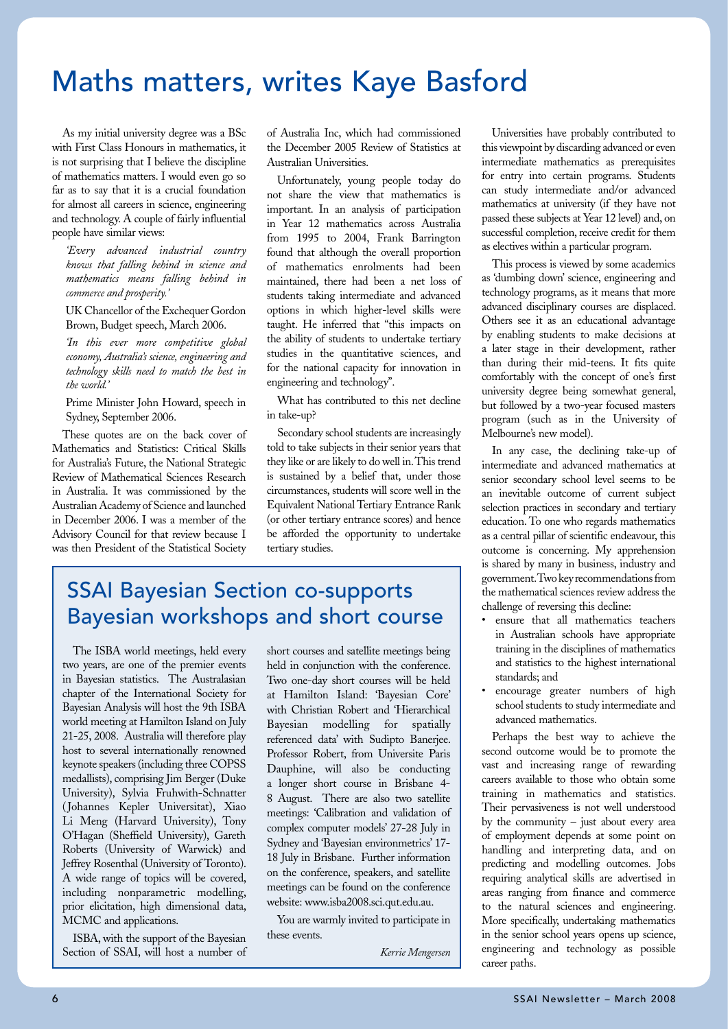# Maths matters, writes Kaye Basford

As my initial university degree was a BSc with First Class Honours in mathematics, it is not surprising that I believe the discipline of mathematics matters. I would even go so far as to say that it is a crucial foundation for almost all careers in science, engineering and technology. A couple of fairly influential people have similar views:

> *'Every advanced industrial country knows that falling behind in science and mathematics means falling behind in commerce and prosperity.'*
>
> UK Chancellor of the Exchequer Gordon Brown, Budget speech, March 2006.
>
> *'In this ever more competitive global economy, Australia's science, engineering and technology skills need to match the best in the world.'*
>
> Prime Minister John Howard, speech in Sydney, September 2006.

These quotes are on the back cover of Mathematics and Statistics: Critical Skills for Australia's Future, the National Strategic Review of Mathematical Sciences Research in Australia. It was commissioned by the Australian Academy of Science and launched in December 2006. I was a member of the Advisory Council for that review because I was then President of the Statistical Society of Australia Inc, which had commissioned the December 2005 Review of Statistics at Australian Universities.

Unfortunately, young people today do not share the view that mathematics is important. In an analysis of participation in Year 12 mathematics across Australia from 1995 to 2004, Frank Barrington found that although the overall proportion of mathematics enrolments had been maintained, there had been a net loss of students taking intermediate and advanced options in which higher-level skills were taught. He inferred that "this impacts on the ability of students to undertake tertiary studies in the quantitative sciences, and for the national capacity for innovation in engineering and technology".

What has contributed to this net decline in take-up?

Secondary school students are increasingly told to take subjects in their senior years that they like or are likely to do well in. This trend is sustained by a belief that, under those circumstances, students will score well in the Equivalent National Tertiary Entrance Rank (or other tertiary entrance scores) and hence be afforded the opportunity to undertake tertiary studies.

Universities have probably contributed to this viewpoint by discarding advanced or even intermediate mathematics as prerequisites for entry into certain programs. Students can study intermediate and/or advanced mathematics at university (if they have not passed these subjects at Year 12 level) and, on successful completion, receive credit for them as electives within a particular program.

This process is viewed by some academics as 'dumbing down' science, engineering and technology programs, as it means that more advanced disciplinary courses are displaced. Others see it as an educational advantage by enabling students to make decisions at a later stage in their development, rather than during their mid-teens. It fits quite comfortably with the concept of one's first university degree being somewhat general, but followed by a two-year focused masters program (such as in the University of Melbourne's new model).

In any case, the declining take-up of intermediate and advanced mathematics at senior secondary school level seems to be an inevitable outcome of current subject selection practices in secondary and tertiary education. To one who regards mathematics as a central pillar of scientific endeavour, this outcome is concerning. My apprehension is shared by many in business, industry and government. Two key recommendations from the mathematical sciences review address the challenge of reversing this decline:

- ensure that all mathematics teachers in Australian schools have appropriate training in the disciplines of mathematics and statistics to the highest international standards; and
- encourage greater numbers of high school students to study intermediate and advanced mathematics.

Perhaps the best way to achieve the second outcome would be to promote the vast and increasing range of rewarding careers available to those who obtain some training in mathematics and statistics. Their pervasiveness is not well understood by the community – just about every area of employment depends at some point on handling and interpreting data, and on predicting and modelling outcomes. Jobs requiring analytical skills are advertised in areas ranging from finance and commerce to the natural sciences and engineering. More specifically, undertaking mathematics in the senior school years opens up science, engineering and technology as possible career paths.

## SSAI Bayesian Section co-supports Bayesian workshops and short course

The ISBA world meetings, held every two years, are one of the premier events in Bayesian statistics. The Australasian chapter of the International Society for Bayesian Analysis will host the 9th ISBA world meeting at Hamilton Island on July 21-25, 2008. Australia will therefore play host to several internationally renowned keynote speakers (including three COPSS medallists), comprising Jim Berger (Duke University), Sylvia Fruhwith-Schnatter (Johannes Kepler Universitat), Xiao Li Meng (Harvard University), Tony O'Hagan (Sheffield University), Gareth Roberts (University of Warwick) and Jeffrey Rosenthal (University of Toronto). A wide range of topics will be covered, including nonparametric modelling, prior elicitation, high dimensional data, MCMC and applications.

ISBA, with the support of the Bayesian Section of SSAI, will host a number of short courses and satellite meetings being held in conjunction with the conference. Two one-day short courses will be held at Hamilton Island: 'Bayesian Core' with Christian Robert and 'Hierarchical Bayesian modelling for spatially referenced data' with Sudipto Banerjee. Professor Robert, from Universite Paris Dauphine, will also be conducting a longer short course in Brisbane 4-8 August. There are also two satellite meetings: 'Calibration and validation of complex computer models' 27-28 July in Sydney and 'Bayesian environmetrics' 17-18 July in Brisbane. Further information on the conference, speakers, and satellite meetings can be found on the conference website: www.isba2008.sci.qut.edu.au.

You are warmly invited to participate in these events.

*Kerrie Mengersen*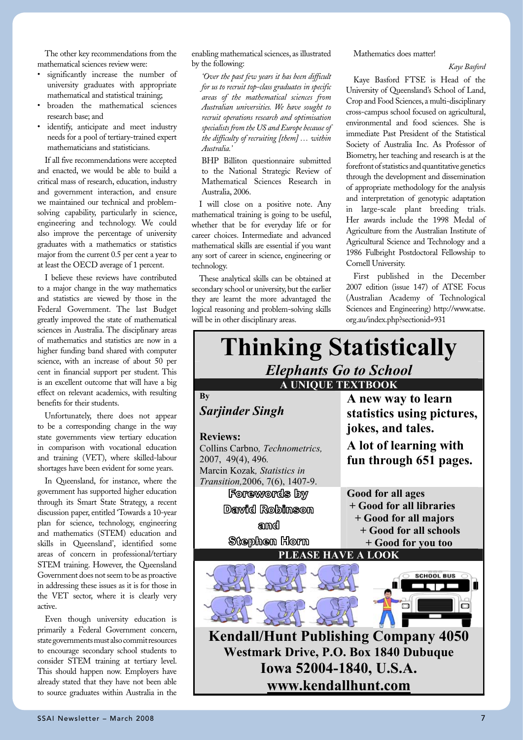The other key recommendations from the mathematical sciences review were:

- significantly increase the number of university graduates with appropriate mathematical and statistical training;
- broaden the mathematical sciences research base; and
- identify, anticipate and meet industry needs for a pool of tertiary-trained expert mathematicians and statisticians.

If all five recommendations were accepted and enacted, we would be able to build a critical mass of research, education, industry and government interaction, and ensure we maintained our technical and problem-solving capability, particularly in science, engineering and technology. We could also improve the percentage of university graduates with a mathematics or statistics major from the current 0.5 per cent a year to at least the OECD average of 1 percent.

I believe these reviews have contributed to a major change in the way mathematics and statistics are viewed by those in the Federal Government. The last Budget greatly improved the state of mathematical sciences in Australia. The disciplinary areas of mathematics and statistics are now in a higher funding band shared with computer science, with an increase of about 50 per cent in financial support per student. This is an excellent outcome that will have a big effect on relevant academics, with resulting benefits for their students.

Unfortunately, there does not appear to be a corresponding change in the way state governments view tertiary education in comparison with vocational education and training (VET), where skilled-labour shortages have been evident for some years.

In Queensland, for instance, where the government has supported higher education through its Smart State Strategy, a recent discussion paper, entitled 'Towards a 10-year plan for science, technology, engineering and mathematics (STEM) education and skills in Queensland', identified some areas of concern in professional/tertiary STEM training. However, the Queensland Government does not seem to be as proactive in addressing these issues as it is for those in the VET sector, where it is clearly very active.

Even though university education is primarily a Federal Government concern, state governments must also commit resources to encourage secondary school students to consider STEM training at tertiary level. This should happen now. Employers have already stated that they have not been able to source graduates within Australia in the enabling mathematical sciences, as illustrated by the following:

> *'Over the past few years it has been difficult for us to recruit top-class graduates in specific areas of the mathematical sciences from Australian universities. We have sought to recruit operations research and optimisation specialists from the US and Europe because of the difficulty of recruiting [them] … within Australia.'*
>
> BHP Billiton questionnaire submitted to the National Strategic Review of Mathematical Sciences Research in Australia, 2006.

I will close on a positive note. Any mathematical training is going to be useful, whether that be for everyday life or for career choices. Intermediate and advanced mathematical skills are essential if you want any sort of career in science, engineering or technology.

These analytical skills can be obtained at secondary school or university, but the earlier they are learnt the more advantaged the logical reasoning and problem-solving skills will be in other disciplinary areas.

Mathematics does matter!

*Kaye Basford*

Kaye Basford FTSE is Head of the University of Queensland's School of Land, Crop and Food Sciences, a multi-disciplinary cross-campus school focused on agricultural, environmental and food sciences. She is immediate Past President of the Statistical Society of Australia Inc. As Professor of Biometry, her teaching and research is at the forefront of statistics and quantitative genetics through the development and dissemination of appropriate methodology for the analysis and interpretation of genotypic adaptation in large-scale plant breeding trials. Her awards include the 1998 Medal of Agriculture from the Australian Institute of Agricultural Science and Technology and a 1986 Fulbright Postdoctoral Fellowship to Cornell University.

First published in the December 2007 edition (issue 147) of ATSE Focus (Australian Academy of Technological Sciences and Engineering) http://www.atse.org.au/index.php?sectionid=931

# Thinking Statistically

## *Elephants Go to School*

**A UNIQUE TEXTBOOK**

By

***Sarjinder Singh***

**A new way to learn statistics using pictures, jokes, and tales.**

**A lot of learning with fun through 651 pages.**

**Reviews:**

Collins Carbno, *Technometrics,* 2007, 49(4), 496.

Marcin Kozak, *Statistics in Transition,* 2006, 7(6), 1407-9.

**Forewords by David Robinson and Stephen Horn**

**Good for all ages**
**+ Good for all libraries**
**+ Good for all majors**
**+ Good for all schools**
**+ Good for you too**

**PLEASE HAVE A LOOK**

**Kendall/Hunt Publishing Company 4050 Westmark Drive, P.O. Box 1840 Dubuque Iowa 52004-1840, U.S.A.**

**www.kendallhunt.com**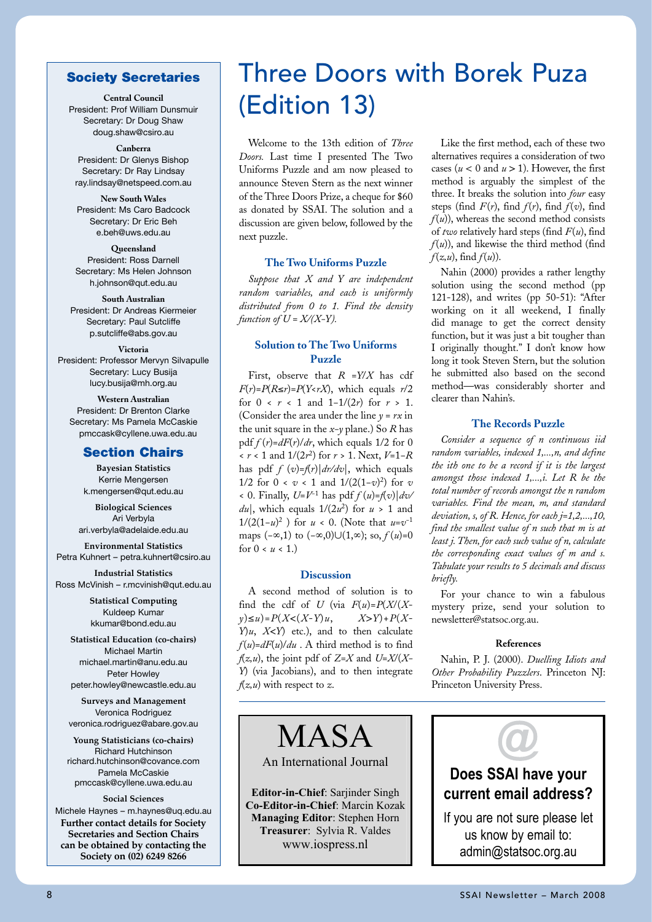## Society Secretaries

**Central Council**
President: Prof William Dunsmuir
Secretary: Dr Doug Shaw
doug.shaw@csiro.au

**Canberra**
President: Dr Glenys Bishop
Secretary: Dr Ray Lindsay
ray.lindsay@netspeed.com.au

**New South Wales**
President: Ms Caro Badcock
Secretary: Dr Eric Beh
e.beh@uws.edu.au

**Queensland**
President: Ross Darnell
Secretary: Ms Helen Johnson
h.johnson@qut.edu.au

**South Australian**
President: Dr Andreas Kiermeier
Secretary: Paul Sutcliffe
p.sutcliffe@abs.gov.au

**Victoria**
President: Professor Mervyn Silvapulle
Secretary: Lucy Busija
lucy.busija@mh.org.au

**Western Australian**
President: Dr Brenton Clarke
Secretary: Ms Pamela McCaskie
pmccask@cyllene.uwa.edu.au

## Section Chairs

**Bayesian Statistics**
Kerrie Mengersen
k.mengersen@qut.edu.au

**Biological Sciences**
Ari Verbyla
ari.verbyla@adelaide.edu.au

**Environmental Statistics**
Petra Kuhnert – petra.kuhnert@csiro.au

**Industrial Statistics**
Ross McVinish – r.mcvinish@qut.edu.au

**Statistical Computing**
Kuldeep Kumar
kkumar@bond.edu.au

**Statistical Education (co-chairs)**
Michael Martin
michael.martin@anu.edu.au
Peter Howley
peter.howley@newcastle.edu.au

**Surveys and Management**
Veronica Rodriguez
veronica.rodriguez@abare.gov.au

**Young Statisticians (co-chairs)**
Richard Hutchinson
richard.hutchinson@covance.com
Pamela McCaskie
pmccask@cyllene.uwa.edu.au

**Social Sciences**
Michele Haynes – m.haynes@uq.edu.au

**Further contact details for Society Secretaries and Section Chairs can be obtained by contacting the Society on (02) 6249 8266**

# Three Doors with Borek Puza (Edition 13)

Welcome to the 13th edition of *Three Doors.* Last time I presented The Two Uniforms Puzzle and am now pleased to announce Steven Stern as the next winner of the Three Doors Prize, a cheque for $60 as donated by SSAI. The solution and a discussion are given below, followed by the next puzzle.

### The Two Uniforms Puzzle

*Suppose that $X$ and $Y$ are independent random variables, and each is uniformly distributed from 0 to 1. Find the density function of $U = X/(X-Y)$.*

### Solution to The Two Uniforms Puzzle

First, observe that $R = Y/X$ has cdf $F(r)=P(R\le r)=P(Y<rX)$, which equals $r/2$ for $0 < r < 1$ and $1-1/(2r)$ for $r > 1$. (Consider the area under the line $y = rx$ in the unit square in the $x$-$y$ plane.) So $R$ has pdf $f(r)=dF(r)/dr$, which equals 1/2 for $0 < r < 1$ and $1/(2r^2)$ for $r > 1$. Next, $V=1-R$ has pdf $f(v)=f(r)|dr/dv|$, which equals 1/2 for $0 < v < 1$ and $1/(2(1-v)^2)$ for $v < 0$. Finally, $U=V^{-1}$ has pdf $f(u)=f(v)|dv/du|$, which equals $1/(2u^2)$ for $u > 1$ and $1/(2(1-u)^2)$ for $u < 0$. (Note that $u=v^{-1}$ maps $(-\infty,1)$ to $(-\infty,0)\cup(1,\infty)$; so, $f(u)=0$ for $0 < u < 1$.)

### Discussion

A second method of solution is to find the cdf of $U$ (via $F(u)=P(X/(X-y)\le u)=P(X<(X-Y)u,\ X>Y)+P(X-Y)u,\ X<Y)$ etc.), and to then calculate $f(u)=dF(u)/du$. A third method is to find $f(z,u)$, the joint pdf of $Z=X$ and $U=X/(X-Y)$ (via Jacobians), and to then integrate $f(z,u)$ with respect to $z$.

Like the first method, each of these two alternatives requires a consideration of two cases ($u < 0$ and $u > 1$). However, the first method is arguably the simplest of the three. It breaks the solution into *four* easy steps (find $F(r)$, find $f(r)$, find $f(v)$, find $f(u)$), whereas the second method consists of *two* relatively hard steps (find $F(u)$, find $f(u)$), and likewise the third method (find $f(z,u)$, find $f(u)$).

Nahin (2000) provides a rather lengthy solution using the second method (pp 121-128), and writes (pp 50-51): "After working on it all weekend, I finally did manage to get the correct density function, but it was just a bit tougher than I originally thought." I don't know how long it took Steven Stern, but the solution he submitted also based on the second method—was considerably shorter and clearer than Nahin's.

### The Records Puzzle

*Consider a sequence of $n$ continuous iid random variables, indexed $1,\ldots,n$, and define the $i$th one to be a record if it is the largest amongst those indexed $1,\ldots,i$. Let $R$ be the total number of records amongst the $n$ random variables. Find the mean, $m$, and standard deviation, $s$, of $R$. Hence, for each $j=1,2,\ldots,10$, find the smallest value of $n$ such that $m$ is at least $j$. Then, for each such value of $n$, calculate the corresponding exact values of $m$ and $s$. Tabulate your results to 5 decimals and discuss briefly.*

For your chance to win a fabulous mystery prize, send your solution to newsletter@statsoc.org.au.

#### References

Nahin, P. J. (2000). *Duelling Idiots and Other Probability Puzzlers*. Princeton NJ: Princeton University Press.

---

**MASA**
An International Journal

**Editor-in-Chief**: Sarjinder Singh
**Co-Editor-in-Chief**: Marcin Kozak
**Managing Editor**: Stephen Horn
**Treasurer**: Sylvia R. Valdes
www.iospress.nl

---

**Does SSAI have your current email address?**

If you are not sure please let us know by email to: admin@statsoc.org.au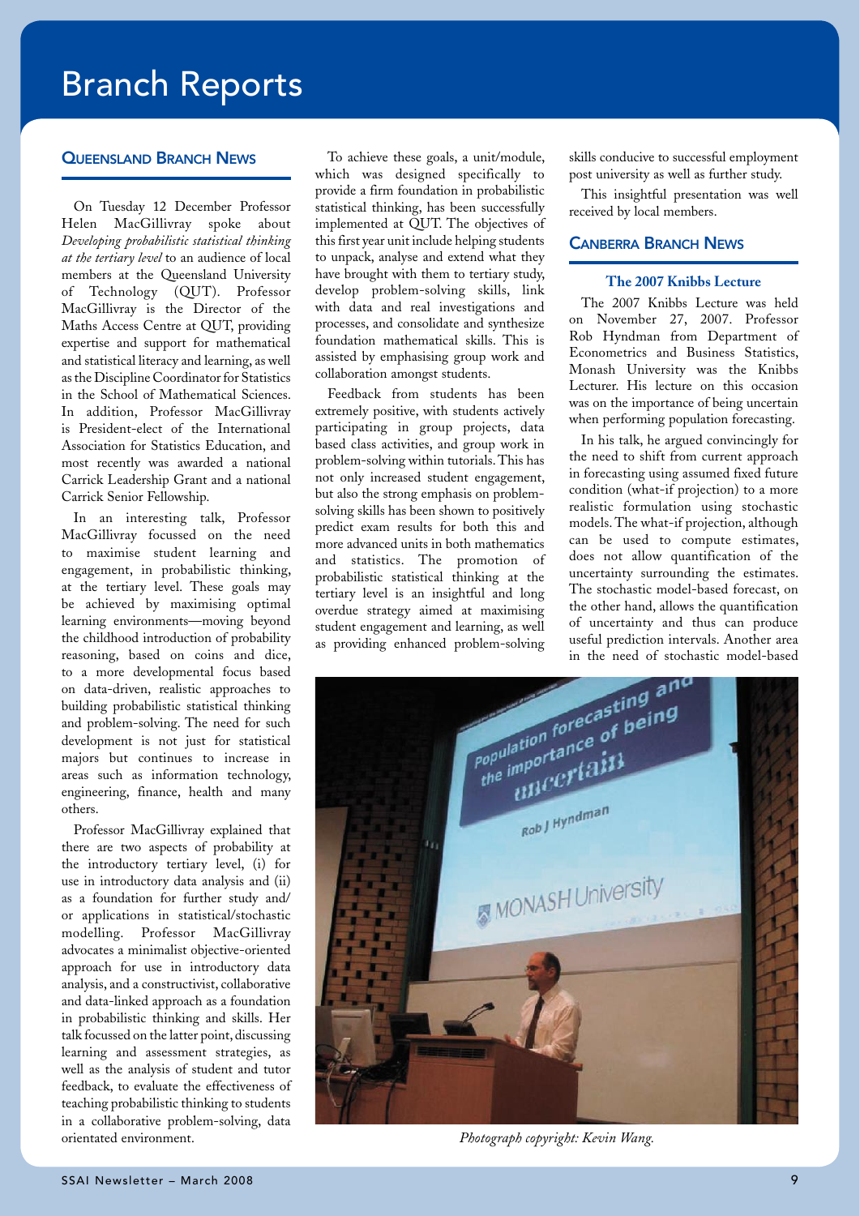# Branch Reports

## Queensland Branch News

On Tuesday 12 December Professor Helen MacGillivray spoke about *Developing probabilistic statistical thinking at the tertiary level* to an audience of local members at the Queensland University of Technology (QUT). Professor MacGillivray is the Director of the Maths Access Centre at QUT, providing expertise and support for mathematical and statistical literacy and learning, as well as the Discipline Coordinator for Statistics in the School of Mathematical Sciences. In addition, Professor MacGillivray is President-elect of the International Association for Statistics Education, and most recently was awarded a national Carrick Leadership Grant and a national Carrick Senior Fellowship.

In an interesting talk, Professor MacGillivray focussed on the need to maximise student learning and engagement, in probabilistic thinking, at the tertiary level. These goals may be achieved by maximising optimal learning environments—moving beyond the childhood introduction of probability reasoning, based on coins and dice, to a more developmental focus based on data-driven, realistic approaches to building probabilistic statistical thinking and problem-solving. The need for such development is not just for statistical majors but continues to increase in areas such as information technology, engineering, finance, health and many others.

Professor MacGillivray explained that there are two aspects of probability at the introductory tertiary level, (i) for use in introductory data analysis and (ii) as a foundation for further study and/or applications in statistical/stochastic modelling. Professor MacGillivray advocates a minimalist objective-oriented approach for use in introductory data analysis, and a constructivist, collaborative and data-linked approach as a foundation in probabilistic thinking and skills. Her talk focussed on the latter point, discussing learning and assessment strategies, as well as the analysis of student and tutor feedback, to evaluate the effectiveness of teaching probabilistic thinking to students in a collaborative problem-solving, data orientated environment.

To achieve these goals, a unit/module, which was designed specifically to provide a firm foundation in probabilistic statistical thinking, has been successfully implemented at QUT. The objectives of this first year unit include helping students to unpack, analyse and extend what they have brought with them to tertiary study, develop problem-solving skills, link with data and real investigations and processes, and consolidate and synthesize foundation mathematical skills. This is assisted by emphasising group work and collaboration amongst students.

Feedback from students has been extremely positive, with students actively participating in group projects, data based class activities, and group work in problem-solving within tutorials. This has not only increased student engagement, but also the strong emphasis on problem-solving skills has been shown to positively predict exam results for both this and more advanced units in both mathematics and statistics. The promotion of probabilistic statistical thinking at the tertiary level is an insightful and long overdue strategy aimed at maximising student engagement and learning, as well as providing enhanced problem-solving skills conducive to successful employment post university as well as further study.

This insightful presentation was well received by local members.

## Canberra Branch News

### The 2007 Knibbs Lecture

The 2007 Knibbs Lecture was held on November 27, 2007. Professor Rob Hyndman from Department of Econometrics and Business Statistics, Monash University was the Knibbs Lecturer. His lecture on this occasion was on the importance of being uncertain when performing population forecasting.

In his talk, he argued convincingly for the need to shift from current approach in forecasting using assumed fixed future condition (what-if projection) to a more realistic formulation using stochastic models. The what-if projection, although can be used to compute estimates, does not allow quantification of the uncertainty surrounding the estimates. The stochastic model-based forecast, on the other hand, allows the quantification of uncertainty and thus can produce useful prediction intervals. Another area in the need of stochastic model-based

*Photograph copyright: Kevin Wang.*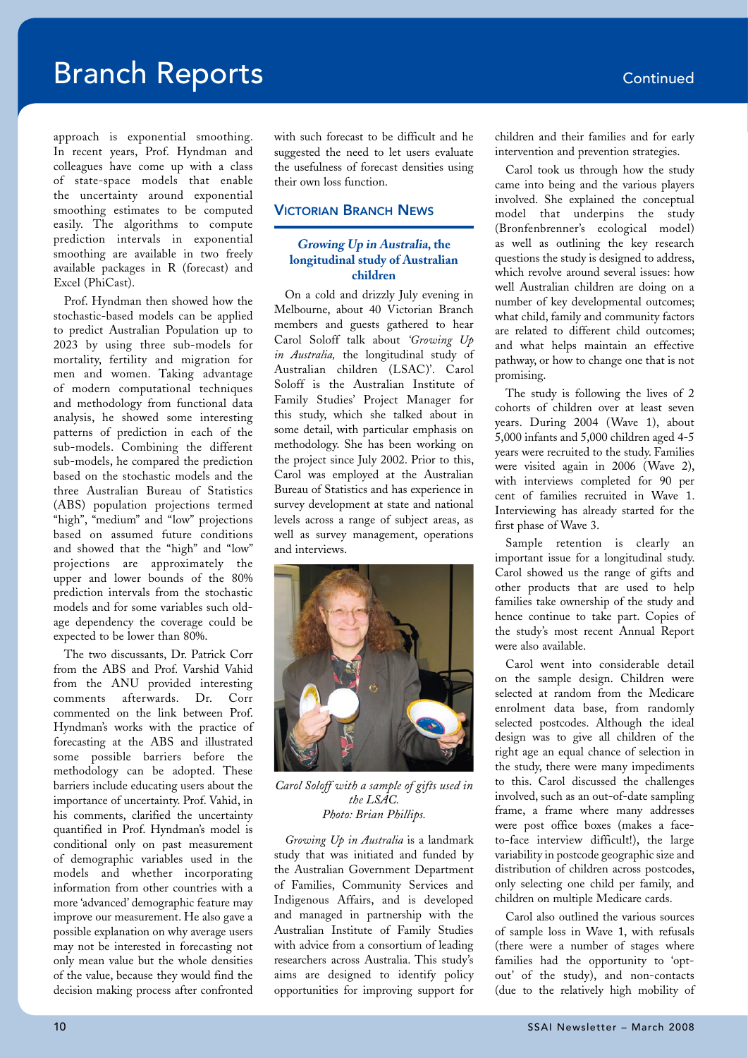approach is exponential smoothing. In recent years, Prof. Hyndman and colleagues have come up with a class of state-space models that enable the uncertainty around exponential smoothing estimates to be computed easily. The algorithms to compute prediction intervals in exponential smoothing are available in two freely available packages in R (forecast) and Excel (PhiCast).

Prof. Hyndman then showed how the stochastic-based models can be applied to predict Australian Population up to 2023 by using three sub-models for mortality, fertility and migration for men and women. Taking advantage of modern computational techniques and methodology from functional data analysis, he showed some interesting patterns of prediction in each of the sub-models. Combining the different sub-models, he compared the prediction based on the stochastic models and the three Australian Bureau of Statistics (ABS) population projections termed "high", "medium" and "low" projections based on assumed future conditions and showed that the "high" and "low" projections are approximately the upper and lower bounds of the 80% prediction intervals from the stochastic models and for some variables such old-age dependency the coverage could be expected to be lower than 80%.

The two discussants, Dr. Patrick Corr from the ABS and Prof. Varshid Vahid from the ANU provided interesting comments afterwards. Dr. Corr commented on the link between Prof. Hyndman's works with the practice of forecasting at the ABS and illustrated some possible barriers before the methodology can be adopted. These barriers include educating users about the importance of uncertainty. Prof. Vahid, in his comments, clarified the uncertainty quantified in Prof. Hyndman's model is conditional only on past measurement of demographic variables used in the models and whether incorporating information from other countries with a more 'advanced' demographic feature may improve our measurement. He also gave a possible explanation on why average users may not be interested in forecasting not only mean value but the whole densities of the value, because they would find the decision making process after confronted with such forecast to be difficult and he suggested the need to let users evaluate the usefulness of forecast densities using their own loss function.

## Victorian Branch News

### *Growing Up in Australia*, the longitudinal study of Australian children

On a cold and drizzly July evening in Melbourne, about 40 Victorian Branch members and guests gathered to hear Carol Soloff talk about *'Growing Up in Australia,* the longitudinal study of Australian children (LSAC)'. Carol Soloff is the Australian Institute of Family Studies' Project Manager for this study, which she talked about in some detail, with particular emphasis on methodology. She has been working on the project since July 2002. Prior to this, Carol was employed at the Australian Bureau of Statistics and has experience in survey development at state and national levels across a range of subject areas, as well as survey management, operations and interviews.

*Carol Soloff with a sample of gifts used in the LSAC. Photo: Brian Phillips.*

*Growing Up in Australia* is a landmark study that was initiated and funded by the Australian Government Department of Families, Community Services and Indigenous Affairs, and is developed and managed in partnership with the Australian Institute of Family Studies with advice from a consortium of leading researchers across Australia. This study's aims are designed to identify policy opportunities for improving support for children and their families and for early intervention and prevention strategies.

Carol took us through how the study came into being and the various players involved. She explained the conceptual model that underpins the study (Bronfenbrenner's ecological model) as well as outlining the key research questions the study is designed to address, which revolve around several issues: how well Australian children are doing on a number of key developmental outcomes; what child, family and community factors are related to different child outcomes; and what helps maintain an effective pathway, or how to change one that is not promising.

The study is following the lives of 2 cohorts of children over at least seven years. During 2004 (Wave 1), about 5,000 infants and 5,000 children aged 4-5 years were recruited to the study. Families were visited again in 2006 (Wave 2), with interviews completed for 90 per cent of families recruited in Wave 1. Interviewing has already started for the first phase of Wave 3.

Sample retention is clearly an important issue for a longitudinal study. Carol showed us the range of gifts and other products that are used to help families take ownership of the study and hence continue to take part. Copies of the study's most recent Annual Report were also available.

Carol went into considerable detail on the sample design. Children were selected at random from the Medicare enrolment data base, from randomly selected postcodes. Although the ideal design was to give all children of the right age an equal chance of selection in the study, there were many impediments to this. Carol discussed the challenges involved, such as an out-of-date sampling frame, a frame where many addresses were post office boxes (makes a face-to-face interview difficult!), the large variability in postcode geographic size and distribution of children across postcodes, only selecting one child per family, and children on multiple Medicare cards.

Carol also outlined the various sources of sample loss in Wave 1, with refusals (there were a number of stages where families had the opportunity to 'opt-out' of the study), and non-contacts (due to the relatively high mobility of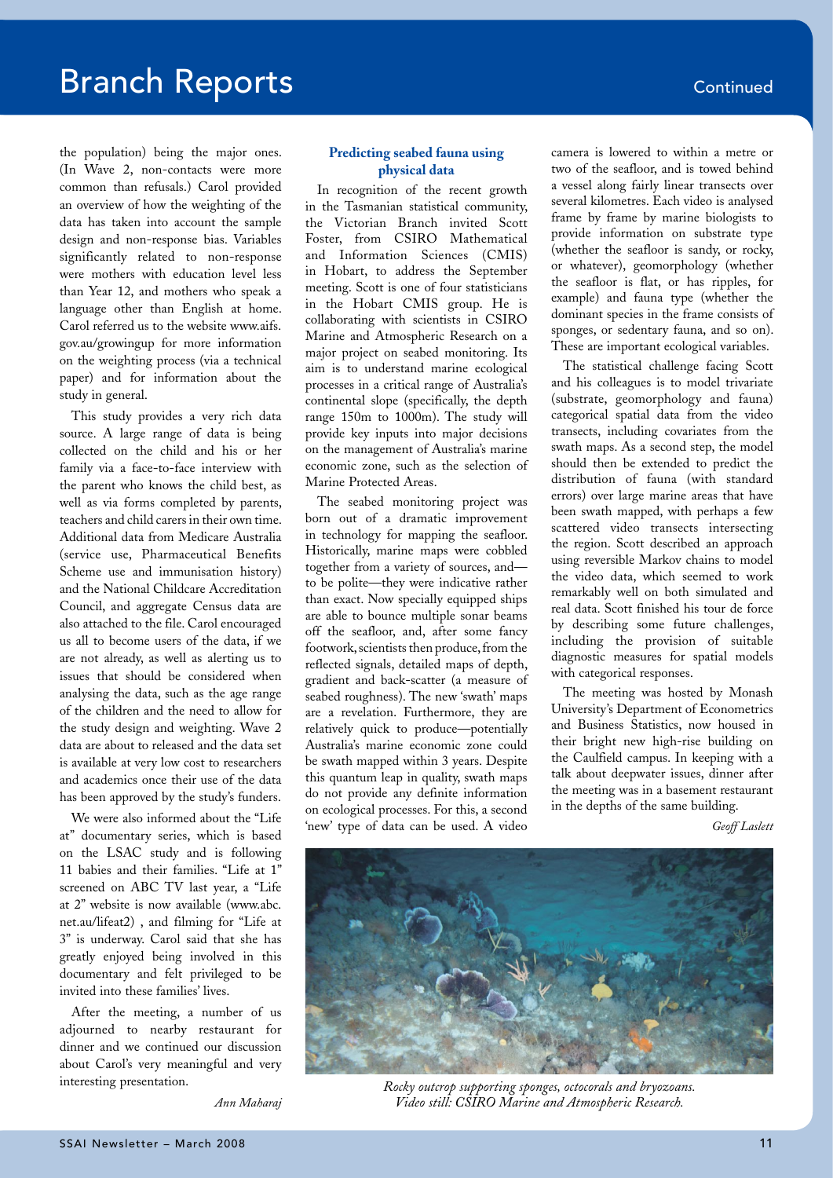# Branch Reports

the population) being the major ones. (In Wave 2, non-contacts were more common than refusals.) Carol provided an overview of how the weighting of the data has taken into account the sample design and non-response bias. Variables significantly related to non-response were mothers with education level less than Year 12, and mothers who speak a language other than English at home. Carol referred us to the website www.aifs.gov.au/growingup for more information on the weighting process (via a technical paper) and for information about the study in general.

This study provides a very rich data source. A large range of data is being collected on the child and his or her family via a face-to-face interview with the parent who knows the child best, as well as via forms completed by parents, teachers and child carers in their own time. Additional data from Medicare Australia (service use, Pharmaceutical Benefits Scheme use and immunisation history) and the National Childcare Accreditation Council, and aggregate Census data are also attached to the file. Carol encouraged us all to become users of the data, if we are not already, as well as alerting us to issues that should be considered when analysing the data, such as the age range of the children and the need to allow for the study design and weighting. Wave 2 data are about to released and the data set is available at very low cost to researchers and academics once their use of the data has been approved by the study's funders.

We were also informed about the "Life at" documentary series, which is based on the LSAC study and is following 11 babies and their families. "Life at 1" screened on ABC TV last year, a "Life at 2" website is now available (www.abc.net.au/lifeat2) , and filming for "Life at 3" is underway. Carol said that she has greatly enjoyed being involved in this documentary and felt privileged to be invited into these families' lives.

After the meeting, a number of us adjourned to nearby restaurant for dinner and we continued our discussion about Carol's very meaningful and very interesting presentation.

*Ann Maharaj*

### Predicting seabed fauna using physical data

In recognition of the recent growth in the Tasmanian statistical community, the Victorian Branch invited Scott Foster, from CSIRO Mathematical and Information Sciences (CMIS) in Hobart, to address the September meeting. Scott is one of four statisticians in the Hobart CMIS group. He is collaborating with scientists in CSIRO Marine and Atmospheric Research on a major project on seabed monitoring. Its aim is to understand marine ecological processes in a critical range of Australia's continental slope (specifically, the depth range 150m to 1000m). The study will provide key inputs into major decisions on the management of Australia's marine economic zone, such as the selection of Marine Protected Areas.

The seabed monitoring project was born out of a dramatic improvement in technology for mapping the seafloor. Historically, marine maps were cobbled together from a variety of sources, and—to be polite—they were indicative rather than exact. Now specially equipped ships are able to bounce multiple sonar beams off the seafloor, and, after some fancy footwork, scientists then produce, from the reflected signals, detailed maps of depth, gradient and back-scatter (a measure of seabed roughness). The new 'swath' maps are a revelation. Furthermore, they are relatively quick to produce—potentially Australia's marine economic zone could be swath mapped within 3 years. Despite this quantum leap in quality, swath maps do not provide any definite information on ecological processes. For this, a second 'new' type of data can be used. A video camera is lowered to within a metre or two of the seafloor, and is towed behind a vessel along fairly linear transects over several kilometres. Each video is analysed frame by frame by marine biologists to provide information on substrate type (whether the seafloor is sandy, or rocky, or whatever), geomorphology (whether the seafloor is flat, or has ripples, for example) and fauna type (whether the dominant species in the frame consists of sponges, or sedentary fauna, and so on). These are important ecological variables.

The statistical challenge facing Scott and his colleagues is to model trivariate (substrate, geomorphology and fauna) categorical spatial data from the video transects, including covariates from the swath maps. As a second step, the model should then be extended to predict the distribution of fauna (with standard errors) over large marine areas that have been swath mapped, with perhaps a few scattered video transects intersecting the region. Scott described an approach using reversible Markov chains to model the video data, which seemed to work remarkably well on both simulated and real data. Scott finished his tour de force by describing some future challenges, including the provision of suitable diagnostic measures for spatial models with categorical responses.

The meeting was hosted by Monash University's Department of Econometrics and Business Statistics, now housed in their bright new high-rise building on the Caulfield campus. In keeping with a talk about deepwater issues, dinner after the meeting was in a basement restaurant in the depths of the same building.

*Geoff Laslett*

*Rocky outcrop supporting sponges, octocorals and bryozoans. Video still: CSIRO Marine and Atmospheric Research.*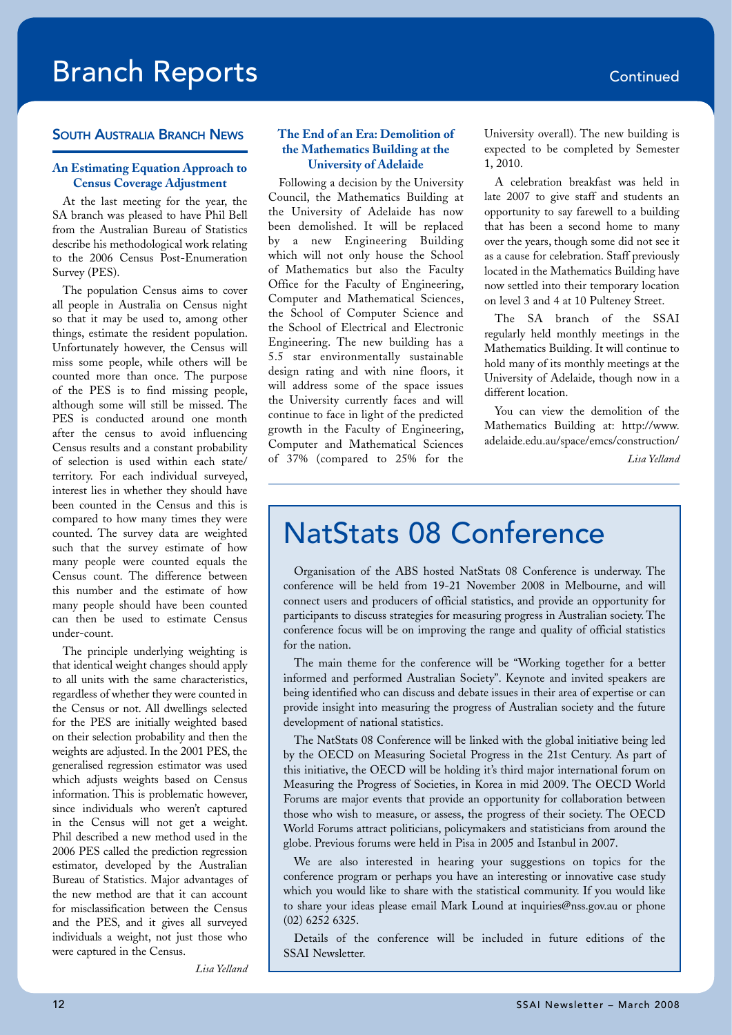# Branch Reports

Continued

## South Australia Branch News

### An Estimating Equation Approach to Census Coverage Adjustment

At the last meeting for the year, the SA branch was pleased to have Phil Bell from the Australian Bureau of Statistics describe his methodological work relating to the 2006 Census Post-Enumeration Survey (PES).

The population Census aims to cover all people in Australia on Census night so that it may be used to, among other things, estimate the resident population. Unfortunately however, the Census will miss some people, while others will be counted more than once. The purpose of the PES is to find missing people, although some will still be missed. The PES is conducted around one month after the census to avoid influencing Census results and a constant probability of selection is used within each state/territory. For each individual surveyed, interest lies in whether they should have been counted in the Census and this is compared to how many times they were counted. The survey data are weighted such that the survey estimate of how many people were counted equals the Census count. The difference between this number and the estimate of how many people should have been counted can then be used to estimate Census under-count.

The principle underlying weighting is that identical weight changes should apply to all units with the same characteristics, regardless of whether they were counted in the Census or not. All dwellings selected for the PES are initially weighted based on their selection probability and then the weights are adjusted. In the 2001 PES, the generalised regression estimator was used which adjusts weights based on Census information. This is problematic however, since individuals who weren't captured in the Census will not get a weight. Phil described a new method used in the 2006 PES called the prediction regression estimator, developed by the Australian Bureau of Statistics. Major advantages of the new method are that it can account for misclassification between the Census and the PES, and it gives all surveyed individuals a weight, not just those who were captured in the Census.

*Lisa Yelland*

### The End of an Era: Demolition of the Mathematics Building at the University of Adelaide

Following a decision by the University Council, the Mathematics Building at the University of Adelaide has now been demolished. It will be replaced by a new Engineering Building which will not only house the School of Mathematics but also the Faculty Office for the Faculty of Engineering, Computer and Mathematical Sciences, the School of Computer Science and the School of Electrical and Electronic Engineering. The new building has a 5.5 star environmentally sustainable design rating and with nine floors, it will address some of the space issues the University currently faces and will continue to face in light of the predicted growth in the Faculty of Engineering, Computer and Mathematical Sciences of 37% (compared to 25% for the University overall). The new building is expected to be completed by Semester 1, 2010.

A celebration breakfast was held in late 2007 to give staff and students an opportunity to say farewell to a building that has been a second home to many over the years, though some did not see it as a cause for celebration. Staff previously located in the Mathematics Building have now settled into their temporary location on level 3 and 4 at 10 Pulteney Street.

The SA branch of the SSAI regularly held monthly meetings in the Mathematics Building. It will continue to hold many of its monthly meetings at the University of Adelaide, though now in a different location.

You can view the demolition of the Mathematics Building at: http://www.adelaide.edu.au/space/emcs/construction/

*Lisa Yelland*

# NatStats 08 Conference

Organisation of the ABS hosted NatStats 08 Conference is underway. The conference will be held from 19-21 November 2008 in Melbourne, and will connect users and producers of official statistics, and provide an opportunity for participants to discuss strategies for measuring progress in Australian society. The conference focus will be on improving the range and quality of official statistics for the nation.

The main theme for the conference will be "Working together for a better informed and performed Australian Society". Keynote and invited speakers are being identified who can discuss and debate issues in their area of expertise or can provide insight into measuring the progress of Australian society and the future development of national statistics.

The NatStats 08 Conference will be linked with the global initiative being led by the OECD on Measuring Societal Progress in the 21st Century. As part of this initiative, the OECD will be holding it's third major international forum on Measuring the Progress of Societies, in Korea in mid 2009. The OECD World Forums are major events that provide an opportunity for collaboration between those who wish to measure, or assess, the progress of their society. The OECD World Forums attract politicians, policymakers and statisticians from around the globe. Previous forums were held in Pisa in 2005 and Istanbul in 2007.

We are also interested in hearing your suggestions on topics for the conference program or perhaps you have an interesting or innovative case study which you would like to share with the statistical community. If you would like to share your ideas please email Mark Lound at inquiries@nss.gov.au or phone (02) 6252 6325.

Details of the conference will be included in future editions of the SSAI Newsletter.